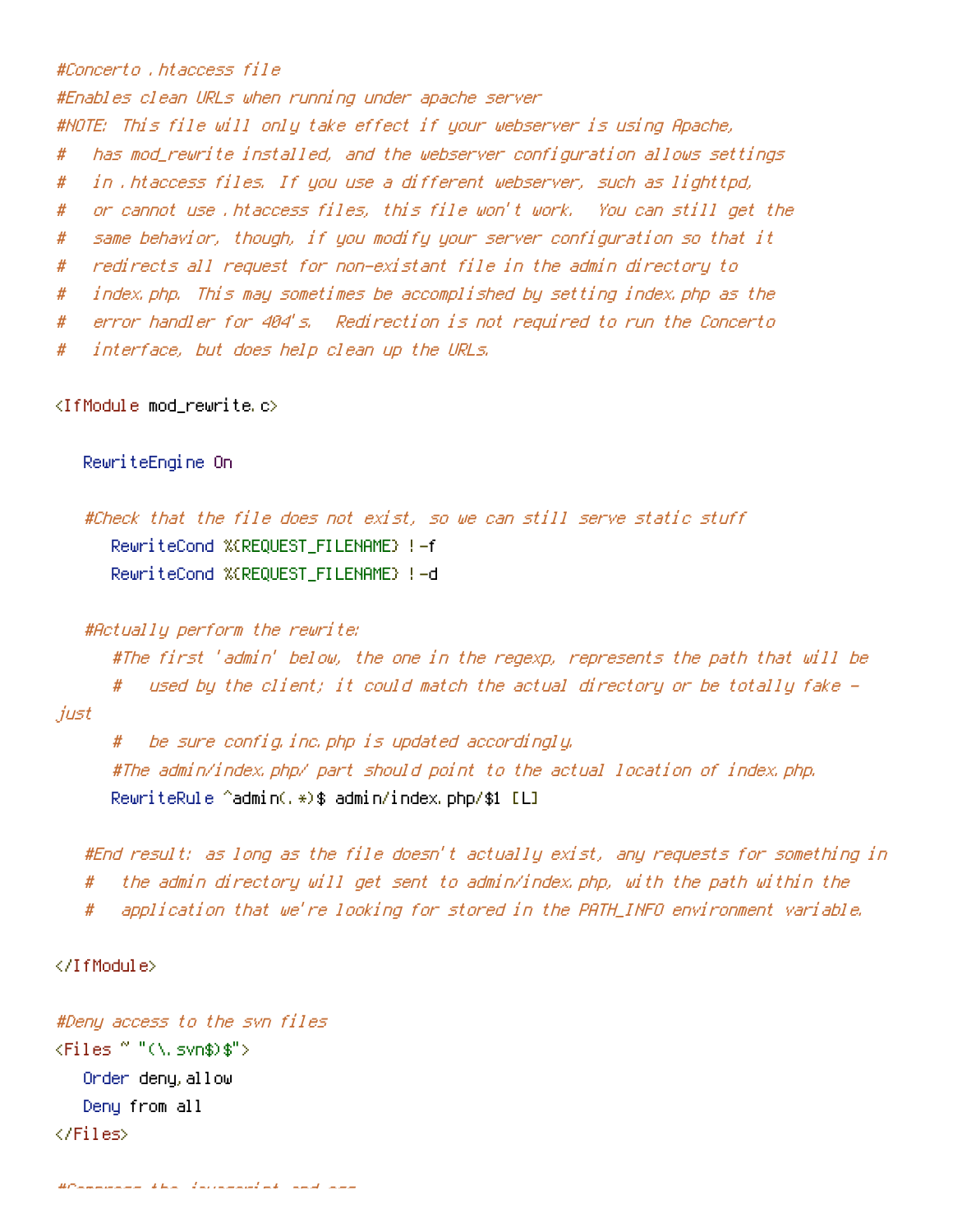```
#Concerto .htaccess file
#Enables clean URLs when running under apache server
#NOTE: This file will only take effect if your webserver is using Apache,
#   has mod_rewrite installed, and the webserver configuration allows settings
#   in .htaccess files. If you use a different webserver, such as lighttpd,
#   or cannot use .htaccess files, this file won't work.  You can still get the
#   same behavior, though, if you modify your server configuration so that it
#   redirects all request for non-existant file in the admin directory to
#   index.php.  This may sometimes be accomplished by setting index.php as the
#   error handler for 404's.  Redirection is not required to run the Concerto
#   interface, but does help clean up the URLs.

<IfModule mod_rewrite.c>

   RewriteEngine On

   #Check that the file does not exist, so we can still serve static stuff
      RewriteCond %{REQUEST_FILENAME} !-f
      RewriteCond %{REQUEST_FILENAME} !-d

   #Actually perform the rewrite:
      #The first 'admin' below, the one in the regexp, represents the path that will be
      #   used by the client; it could match the actual directory or be totally fake -
just
      #   be sure config.inc.php is updated accordingly.
      #The admin/index.php/ part should point to the actual location of index.php.
      RewriteRule ^admin(.*)$ admin/index.php/$1 [L]

   #End result: as long as the file doesn't actually exist, any requests for something in
   #   the admin directory will get sent to admin/index.php, with the path within the
   #   application that we're looking for stored in the PATH_INFO environment variable.

</IfModule>

#Deny access to the svn files
<Files ~ "(\.svn$)$">
   Order deny,allow
   Deny from all
</Files>
```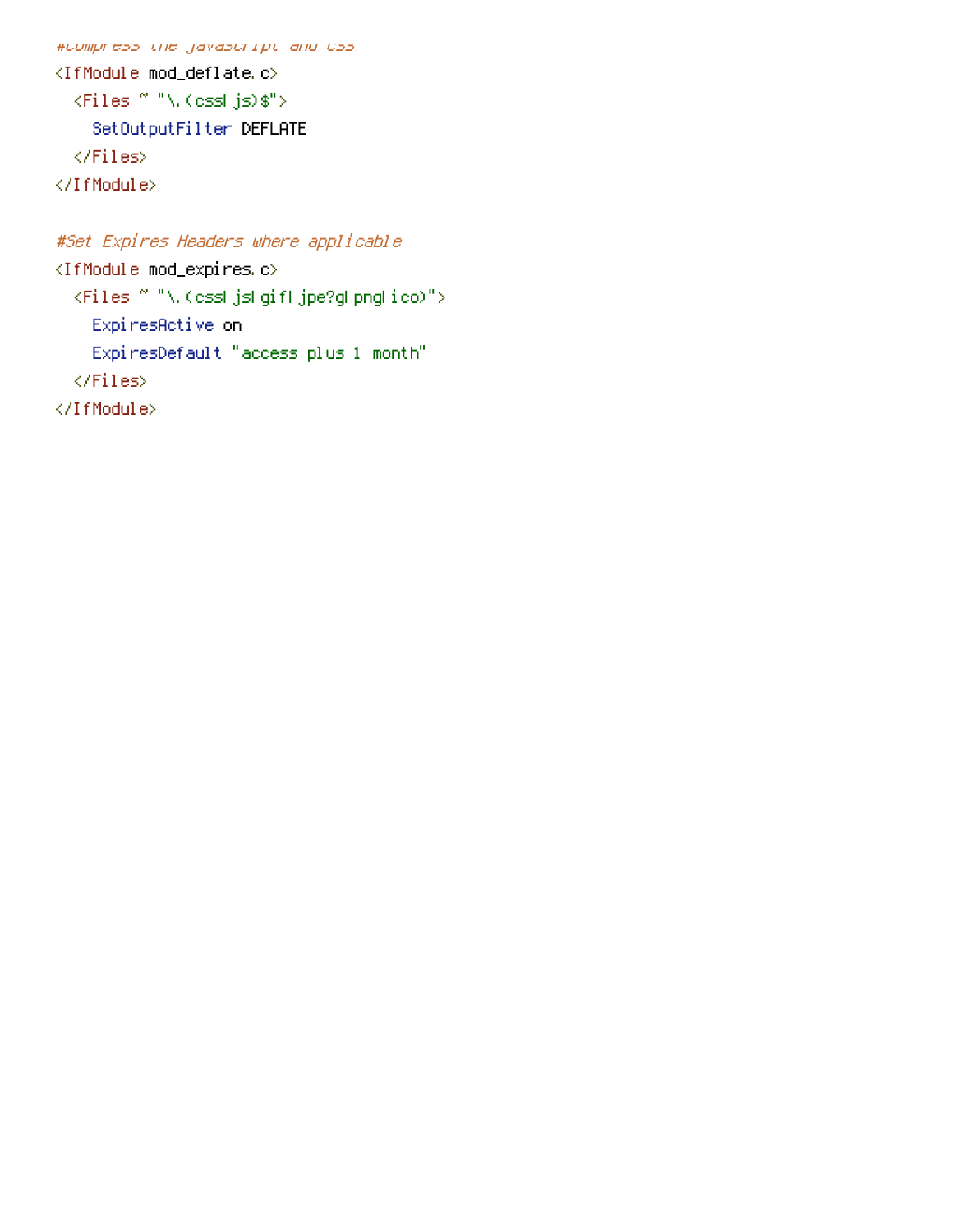```
#compress the javascript and css
<IfModule mod_deflate.c>
  <Files ~ "\.(css|js)$">
    SetOutputFilter DEFLATE
  </Files>
</IfModule>

#Set Expires Headers where applicable
<IfModule mod_expires.c>
  <Files ~ "\.(css|js|gif|jpe?g|png|ico)">
    ExpiresActive on
    ExpiresDefault "access plus 1 month"
  </Files>
</IfModule>
```